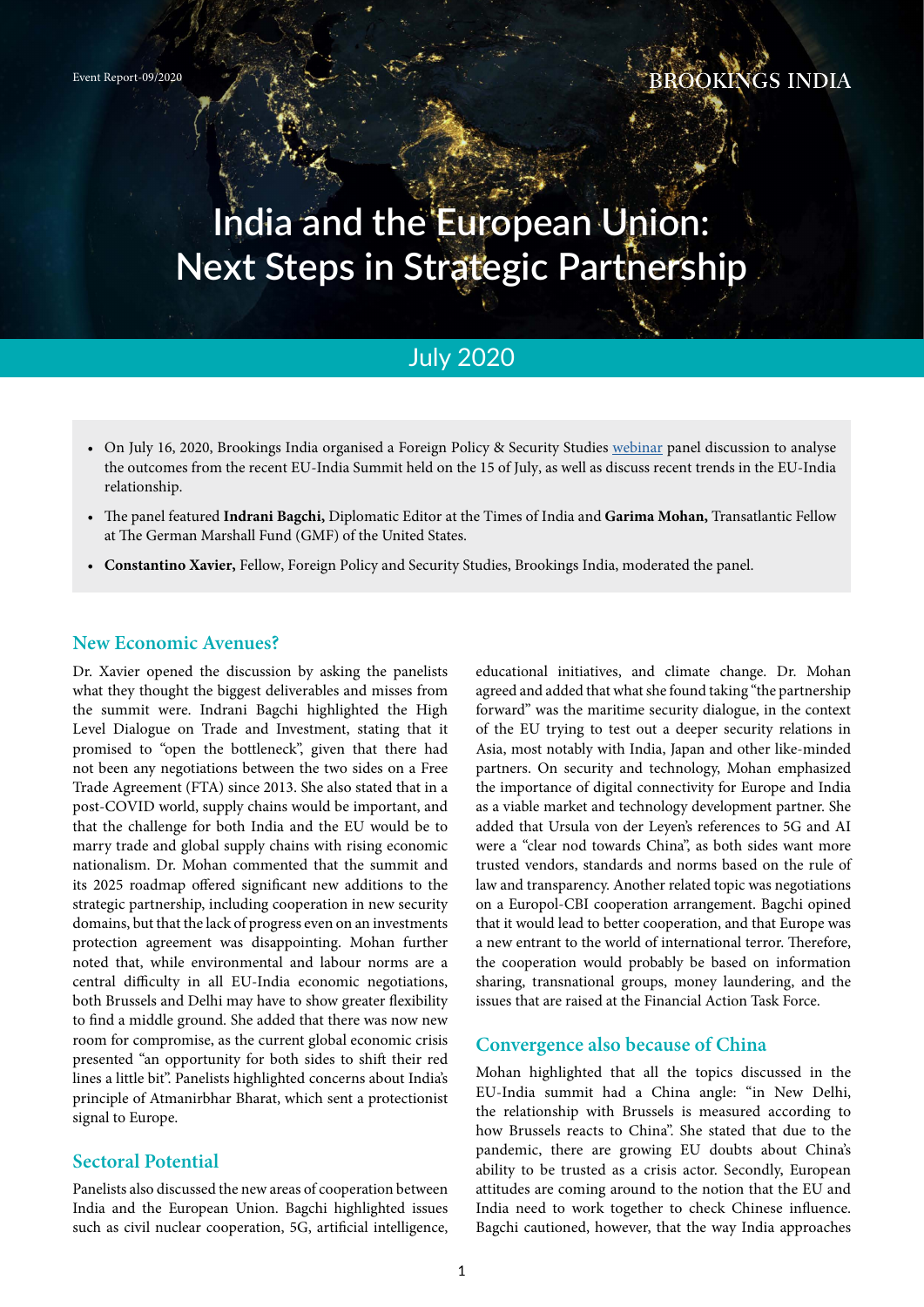Event Report-09/2020

BROOKINGS INDIA

# India and the European Union: Next Steps in Strategic Partnership

July 2020

- On July 16, 2020, Brookings India organised a Foreign Policy & Security Studies webinar panel discussion to analyse the outcomes from the recent EU-India Summit held on the 15 of July, as well as discuss recent trends in the EU-India relationship.
- The panel featured **Indrani Bagchi,** Diplomatic Editor at the Times of India and **Garima Mohan,** Transatlantic Fellow at The German Marshall Fund (GMF) of the United States.
- **Constantino Xavier,** Fellow, Foreign Policy and Security Studies, Brookings India, moderated the panel.

## New Economic Avenues?

Dr. Xavier opened the discussion by asking the panelists what they thought the biggest deliverables and misses from the summit were. Indrani Bagchi highlighted the High Level Dialogue on Trade and Investment, stating that it promised to "open the bottleneck", given that there had not been any negotiations between the two sides on a Free Trade Agreement (FTA) since 2013. She also stated that in a post-COVID world, supply chains would be important, and that the challenge for both India and the EU would be to marry trade and global supply chains with rising economic nationalism. Dr. Mohan commented that the summit and its 2025 roadmap offered significant new additions to the strategic partnership, including cooperation in new security domains, but that the lack of progress even on an investments protection agreement was disappointing. Mohan further noted that, while environmental and labour norms are a central difficulty in all EU-India economic negotiations, both Brussels and Delhi may have to show greater flexibility to find a middle ground. She added that there was now new room for compromise, as the current global economic crisis presented "an opportunity for both sides to shift their red lines a little bit". Panelists highlighted concerns about India's principle of Atmanirbhar Bharat, which sent a protectionist signal to Europe.

## Sectoral Potential

Panelists also discussed the new areas of cooperation between India and the European Union. Bagchi highlighted issues such as civil nuclear cooperation, 5G, artificial intelligence, educational initiatives, and climate change. Dr. Mohan agreed and added that what she found taking "the partnership forward" was the maritime security dialogue, in the context of the EU trying to test out a deeper security relations in Asia, most notably with India, Japan and other like-minded partners. On security and technology, Mohan emphasized the importance of digital connectivity for Europe and India as a viable market and technology development partner. She added that Ursula von der Leyen's references to 5G and AI were a "clear nod towards China", as both sides want more trusted vendors, standards and norms based on the rule of law and transparency. Another related topic was negotiations on a Europol-CBI cooperation arrangement. Bagchi opined that it would lead to better cooperation, and that Europe was a new entrant to the world of international terror. Therefore, the cooperation would probably be based on information sharing, transnational groups, money laundering, and the issues that are raised at the Financial Action Task Force.

## Convergence also because of China

Mohan highlighted that all the topics discussed in the EU-India summit had a China angle: "in New Delhi, the relationship with Brussels is measured according to how Brussels reacts to China". She stated that due to the pandemic, there are growing EU doubts about China's ability to be trusted as a crisis actor. Secondly, European attitudes are coming around to the notion that the EU and India need to work together to check Chinese influence. Bagchi cautioned, however, that the way India approaches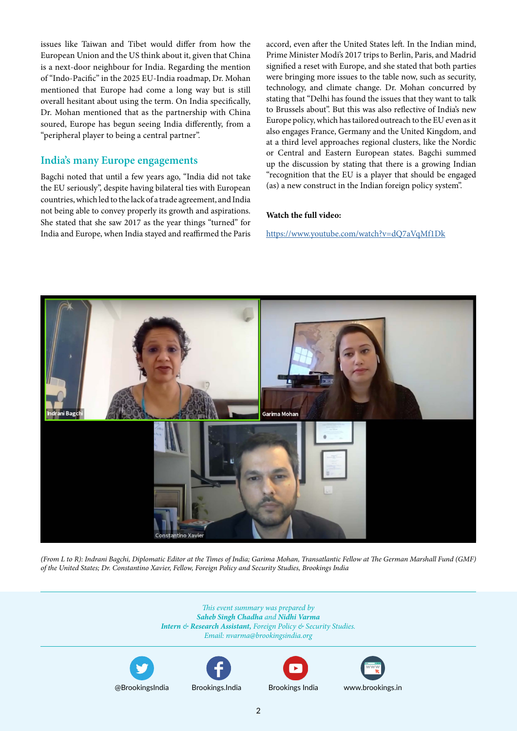issues like Taiwan and Tibet would differ from how the European Union and the US think about it, given that China is a next-door neighbour for India. Regarding the mention of "Indo-Pacific" in the 2025 EU-India roadmap, Dr. Mohan mentioned that Europe had come a long way but is still overall hesitant about using the term. On India specifically, Dr. Mohan mentioned that as the partnership with China soured, Europe has begun seeing India differently, from a "peripheral player to being a central partner".

## India's many Europe engagements

Bagchi noted that until a few years ago, "India did not take the EU seriously", despite having bilateral ties with European countries, which led to the lack of a trade agreement, and India not being able to convey properly its growth and aspirations. She stated that she saw 2017 as the year things "turned" for India and Europe, when India stayed and reaffirmed the Paris accord, even after the United States left. In the Indian mind, Prime Minister Modi's 2017 trips to Berlin, Paris, and Madrid signified a reset with Europe, and she stated that both parties were bringing more issues to the table now, such as security, technology, and climate change. Dr. Mohan concurred by stating that "Delhi has found the issues that they want to talk to Brussels about". But this was also reflective of India's new Europe policy, which has tailored outreach to the EU even as it also engages France, Germany and the United Kingdom, and at a third level approaches regional clusters, like the Nordic or Central and Eastern European states. Bagchi summed up the discussion by stating that there is a growing Indian "recognition that the EU is a player that should be engaged (as) a new construct in the Indian foreign policy system".

**Watch the full video:**

https://www.youtube.com/watch?v=dQ7aVqMf1Dk

Indrani Bagchi
Garima Mohan
Constantino Xavier

*(From L to R): Indrani Bagchi, Diplomatic Editor at the Times of India; Garima Mohan, Transatlantic Fellow at The German Marshall Fund (GMF) of the United States; Dr. Constantino Xavier, Fellow, Foreign Policy and Security Studies, Brookings India*

*This event summary was prepared by*
***Saheb Singh Chadha** and **Nidhi Varma***
***Intern & Research Assistant,** Foreign Policy & Security Studies.*
*Email: nvarma@brookingsindia.org*

@BrookingsIndia | Brookings.India | Brookings India | www.brookings.in